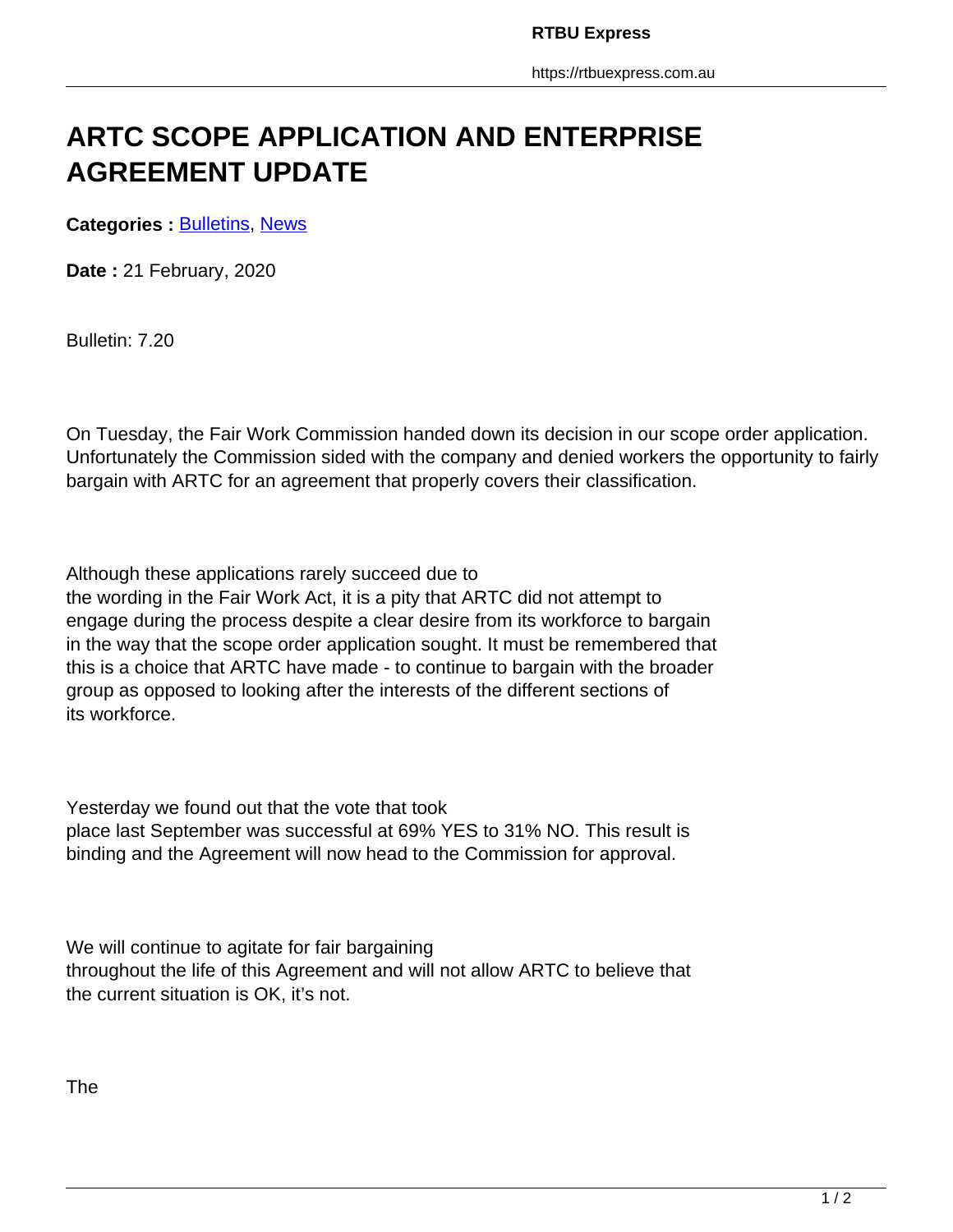# ARTC SCOPE APPLICATION AND ENTERPRISE AGREEMENT UPDATE

**Categories :** Bulletins, News

**Date :** 21 February, 2020

Bulletin: 7.20

On Tuesday, the Fair Work Commission handed down its decision in our scope order application. Unfortunately the Commission sided with the company and denied workers the opportunity to fairly bargain with ARTC for an agreement that properly covers their classification.

Although these applications rarely succeed due to the wording in the Fair Work Act, it is a pity that ARTC did not attempt to engage during the process despite a clear desire from its workforce to bargain in the way that the scope order application sought. It must be remembered that this is a choice that ARTC have made - to continue to bargain with the broader group as opposed to looking after the interests of the different sections of its workforce.

Yesterday we found out that the vote that took place last September was successful at 69% YES to 31% NO. This result is binding and the Agreement will now head to the Commission for approval.

We will continue to agitate for fair bargaining throughout the life of this Agreement and will not allow ARTC to believe that the current situation is OK, it's not.

The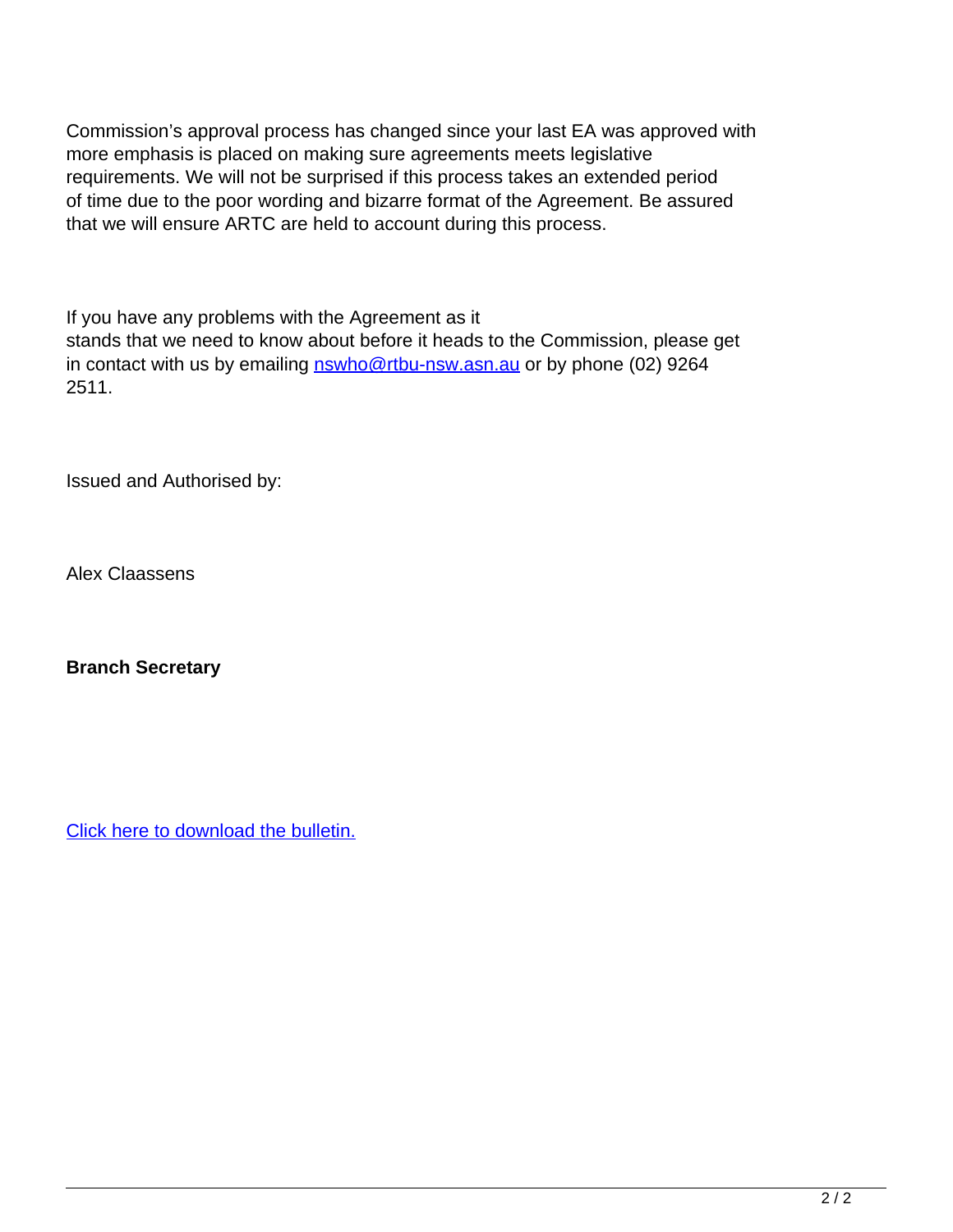Commission's approval process has changed since your last EA was approved with more emphasis is placed on making sure agreements meets legislative requirements. We will not be surprised if this process takes an extended period of time due to the poor wording and bizarre format of the Agreement. Be assured that we will ensure ARTC are held to account during this process.

If you have any problems with the Agreement as it stands that we need to know about before it heads to the Commission, please get in contact with us by emailing nswho@rtbu-nsw.asn.au or by phone (02) 9264 2511.

Issued and Authorised by:

Alex Claassens

**Branch Secretary**

Click here to download the bulletin.